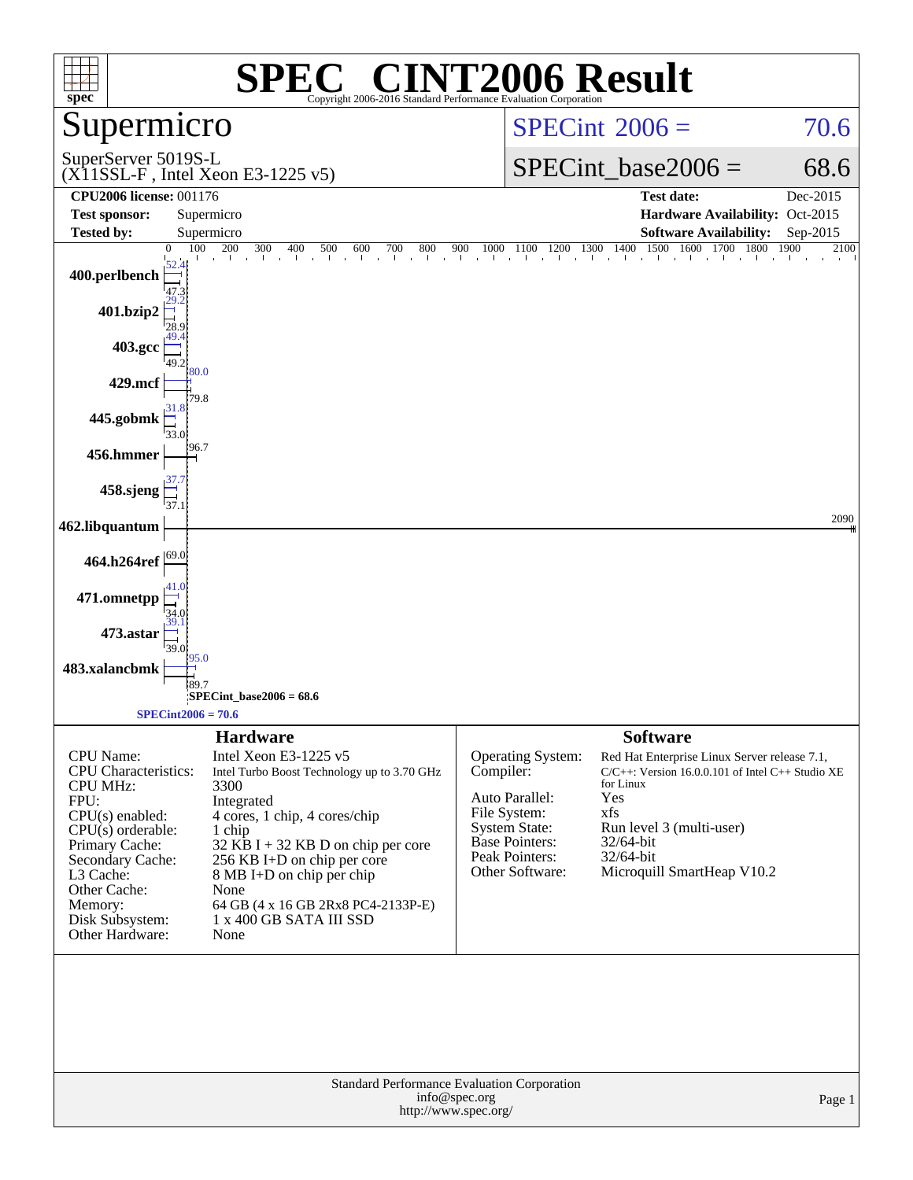# SPEC® CINT2006 Result

Copyright 2006-2016 Standard Performance Evaluation Corporation

## Supermicro

SuperServer 5019S-L
(X11SSL-F , Intel Xeon E3-1225 v5)

SPECint 2006 = 70.6

SPECint_base2006 = 68.6

| | | | |
|---|---|---|---|
| **CPU2006 license:** | 001176 | **Test date:** | Dec-2015 |
| **Test sponsor:** | Supermicro | **Hardware Availability:** | Oct-2015 |
| **Tested by:** | Supermicro | **Software Availability:** | Sep-2015 |

| Benchmark | Peak | Base |
|---|---|---|
| 400.perlbench | 52.4 | 47.3 |
| 401.bzip2 | 29.2 | 28.9 |
| 403.gcc | 49.4 | 49.2 |
| 429.mcf | 80.0 | 79.8 |
| 445.gobmk | 31.8 | 33.0 |
| 456.hmmer | | 96.7 |
| 458.sjeng | 37.7 | 37.1 |
| 462.libquantum | | 2090 |
| 464.h264ref | 69.0 | |
| 471.omnetpp | 41.0 | 34.0 |
| 473.astar | 39.1 | 39.0 |
| 483.xalancbmk | 95.0 | 89.7 |

SPECint_base2006 = 68.6

SPECint2006 = 70.6

## Hardware

| | |
|---|---|
| CPU Name: | Intel Xeon E3-1225 v5 |
| CPU Characteristics: | Intel Turbo Boost Technology up to 3.70 GHz |
| CPU MHz: | 3300 |
| FPU: | Integrated |
| CPU(s) enabled: | 4 cores, 1 chip, 4 cores/chip |
| CPU(s) orderable: | 1 chip |
| Primary Cache: | 32 KB I + 32 KB D on chip per core |
| Secondary Cache: | 256 KB I+D on chip per core |
| L3 Cache: | 8 MB I+D on chip per chip |
| Other Cache: | None |
| Memory: | 64 GB (4 x 16 GB 2Rx8 PC4-2133P-E) |
| Disk Subsystem: | 1 x 400 GB SATA III SSD |
| Other Hardware: | None |

## Software

| | |
|---|---|
| Operating System: | Red Hat Enterprise Linux Server release 7.1, |
| Compiler: | C/C++: Version 16.0.0.101 of Intel C++ Studio XE for Linux |
| Auto Parallel: | Yes |
| File System: | xfs |
| System State: | Run level 3 (multi-user) |
| Base Pointers: | 32/64-bit |
| Peak Pointers: | 32/64-bit |
| Other Software: | Microquill SmartHeap V10.2 |

Standard Performance Evaluation Corporation
info@spec.org
http://www.spec.org/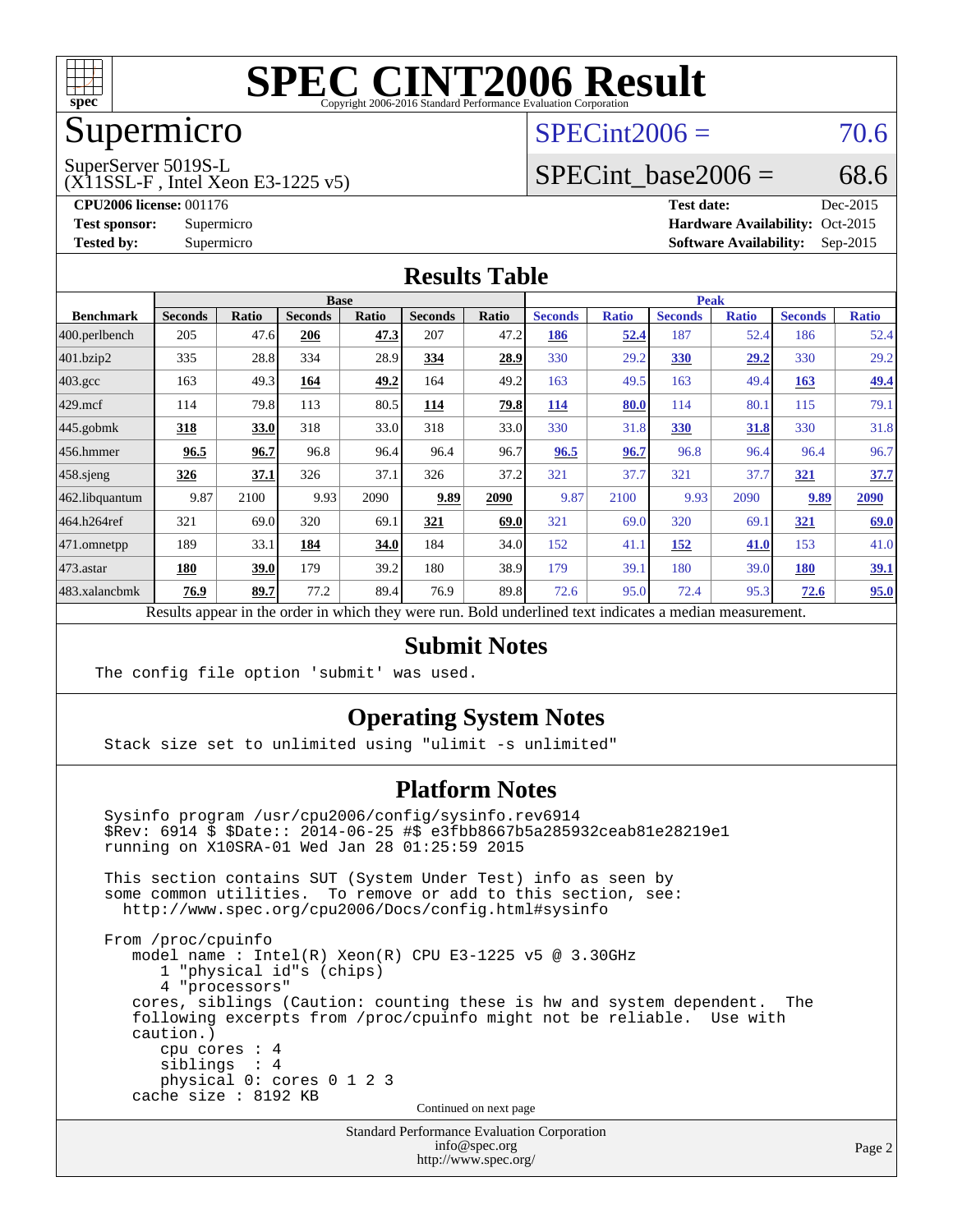# SPEC CINT2006 Result

Copyright 2006-2016 Standard Performance Evaluation Corporation

## Supermicro

SuperServer 5019S-L
(X11SSL-F , Intel Xeon E3-1225 v5)

SPECint2006 = 70.6

SPECint_base2006 = 68.6

**CPU2006 license:** 001176
**Test sponsor:** Supermicro
**Tested by:** Supermicro

**Test date:** Dec-2015
**Hardware Availability:** Oct-2015
**Software Availability:** Sep-2015

## Results Table

| Benchmark | Base | | | | | | Peak | | | | | |
|---|---|---|---|---|---|---|---|---|---|---|---|---|
| | Seconds | Ratio | Seconds | Ratio | Seconds | Ratio | Seconds | Ratio | Seconds | Ratio | Seconds | Ratio |
| 400.perlbench | 205 | 47.6 | **206** | **47.3** | 207 | 47.2 | **186** | **52.4** | 187 | 52.4 | 186 | 52.4 |
| 401.bzip2 | 335 | 28.8 | 334 | 28.9 | **334** | **28.9** | 330 | 29.2 | **330** | **29.2** | 330 | 29.2 |
| 403.gcc | 163 | 49.3 | **164** | **49.2** | 164 | 49.2 | 163 | 49.5 | 163 | 49.4 | **163** | **49.4** |
| 429.mcf | 114 | 79.8 | 113 | 80.5 | **114** | **79.8** | **114** | **80.0** | 114 | 80.1 | 115 | 79.1 |
| 445.gobmk | **318** | **33.0** | 318 | 33.0 | 318 | 33.0 | 330 | 31.8 | **330** | **31.8** | 330 | 31.8 |
| 456.hmmer | **96.5** | **96.7** | 96.8 | 96.4 | 96.4 | 96.7 | **96.5** | **96.7** | 96.8 | 96.4 | 96.4 | 96.7 |
| 458.sjeng | **326** | **37.1** | 326 | 37.1 | 326 | 37.2 | 321 | 37.7 | 321 | 37.7 | **321** | **37.7** |
| 462.libquantum | 9.87 | 2100 | 9.93 | 2090 | **9.89** | **2090** | 9.87 | 2100 | 9.93 | 2090 | **9.89** | **2090** |
| 464.h264ref | 321 | 69.0 | 320 | 69.1 | **321** | **69.0** | 321 | 69.0 | 320 | 69.1 | **321** | **69.0** |
| 471.omnetpp | 189 | 33.1 | **184** | **34.0** | 184 | 34.0 | 152 | 41.1 | **152** | **41.0** | 153 | 41.0 |
| 473.astar | **180** | **39.0** | 179 | 39.2 | 180 | 38.9 | 179 | 39.1 | 180 | 39.0 | **180** | **39.1** |
| 483.xalancbmk | **76.9** | **89.7** | 77.2 | 89.4 | 76.9 | 89.8 | 72.6 | 95.0 | 72.4 | 95.3 | **72.6** | **95.0** |

Results appear in the order in which they were run. Bold underlined text indicates a median measurement.

## Submit Notes

```
The config file option 'submit' was used.
```

## Operating System Notes

```
Stack size set to unlimited using "ulimit -s unlimited"
```

## Platform Notes

```
Sysinfo program /usr/cpu2006/config/sysinfo.rev6914
$Rev: 6914 $ $Date:: 2014-06-25 #$ e3fbb8667b5a285932ceab81e28219e1
running on X10SRA-01 Wed Jan 28 01:25:59 2015

This section contains SUT (System Under Test) info as seen by
some common utilities.  To remove or add to this section, see:
  http://www.spec.org/cpu2006/Docs/config.html#sysinfo

From /proc/cpuinfo
   model name : Intel(R) Xeon(R) CPU E3-1225 v5 @ 3.30GHz
      1 "physical id"s (chips)
      4 "processors"
   cores, siblings (Caution: counting these is hw and system dependent.  The
   following excerpts from /proc/cpuinfo might not be reliable.  Use with
   caution.)
      cpu cores : 4
      siblings  : 4
      physical 0: cores 0 1 2 3
   cache size : 8192 KB
```

Continued on next page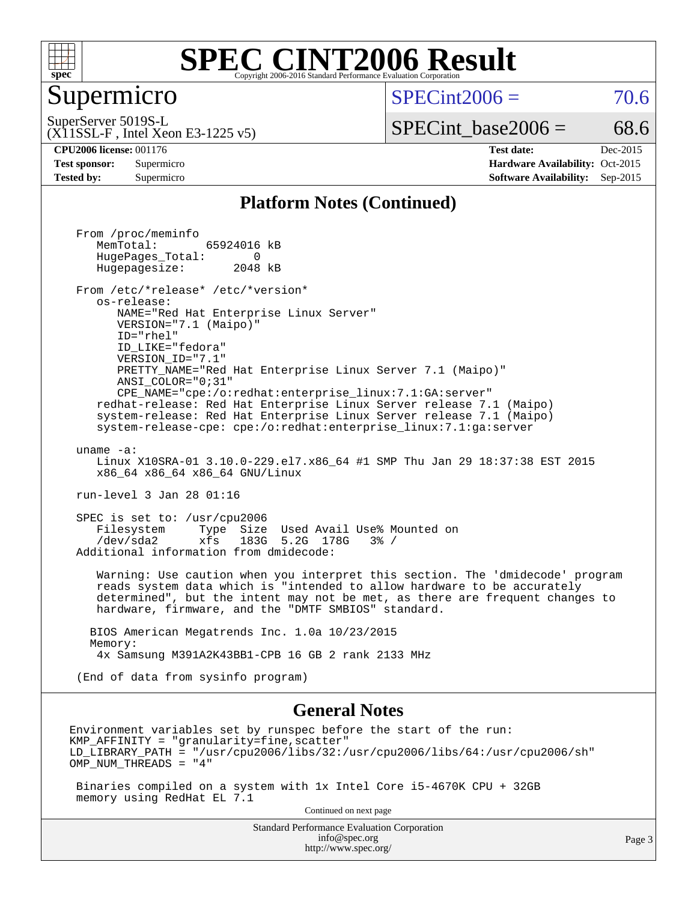# SPEC CINT2006 Result

## Supermicro

SuperServer 5019S-L
(X11SSL-F , Intel Xeon E3-1225 v5)

SPECint2006 = 70.6

SPECint_base2006 = 68.6

**CPU2006 license:** 001176
**Test sponsor:** Supermicro
**Tested by:** Supermicro

**Test date:** Dec-2015
**Hardware Availability:** Oct-2015
**Software Availability:** Sep-2015

### Platform Notes (Continued)

```
From /proc/meminfo
   MemTotal:        65924016 kB
   HugePages_Total:        0
   Hugepagesize:        2048 kB

From /etc/*release* /etc/*version*
   os-release:
      NAME="Red Hat Enterprise Linux Server"
      VERSION="7.1 (Maipo)"
      ID="rhel"
      ID_LIKE="fedora"
      VERSION_ID="7.1"
      PRETTY_NAME="Red Hat Enterprise Linux Server 7.1 (Maipo)"
      ANSI_COLOR="0;31"
      CPE_NAME="cpe:/o:redhat:enterprise_linux:7.1:GA:server"
   redhat-release: Red Hat Enterprise Linux Server release 7.1 (Maipo)
   system-release: Red Hat Enterprise Linux Server release 7.1 (Maipo)
   system-release-cpe: cpe:/o:redhat:enterprise_linux:7.1:ga:server

uname -a:
   Linux X10SRA-01 3.10.0-229.el7.x86_64 #1 SMP Thu Jan 29 18:37:38 EST 2015
   x86_64 x86_64 x86_64 GNU/Linux

run-level 3 Jan 28 01:16

SPEC is set to: /usr/cpu2006
   Filesystem     Type  Size  Used Avail Use% Mounted on
   /dev/sda2      xfs   183G  5.2G  178G   3% /
Additional information from dmidecode:

   Warning: Use caution when you interpret this section. The 'dmidecode' program
   reads system data which is "intended to allow hardware to be accurately
   determined", but the intent may not be met, as there are frequent changes to
   hardware, firmware, and the "DMTF SMBIOS" standard.

  BIOS American Megatrends Inc. 1.0a 10/23/2015
  Memory:
   4x Samsung M391A2K43BB1-CPB 16 GB 2 rank 2133 MHz

(End of data from sysinfo program)
```

### General Notes

```
Environment variables set by runspec before the start of the run:
KMP_AFFINITY = "granularity=fine,scatter"
LD_LIBRARY_PATH = "/usr/cpu2006/libs/32:/usr/cpu2006/libs/64:/usr/cpu2006/sh"
OMP_NUM_THREADS = "4"

 Binaries compiled on a system with 1x Intel Core i5-4670K CPU + 32GB
 memory using RedHat EL 7.1
```

Continued on next page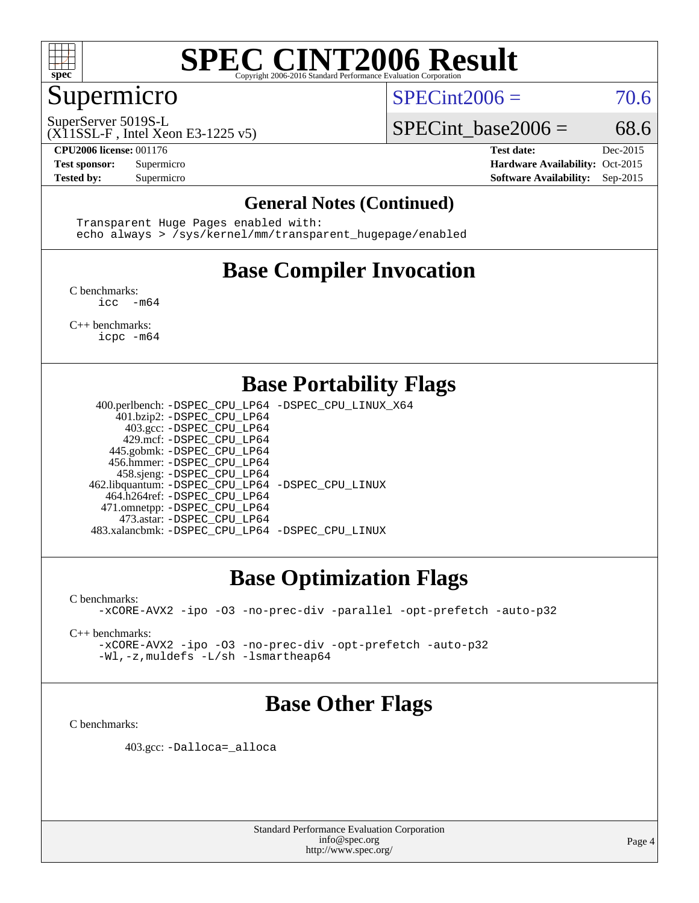# SPEC CINT2006 Result

Copyright 2006-2016 Standard Performance Evaluation Corporation

## Supermicro

SuperServer 5019S-L
(X11SSL-F , Intel Xeon E3-1225 v5)

SPECint2006 = 70.6

SPECint_base2006 = 68.6

**CPU2006 license:** 001176
**Test sponsor:** Supermicro
**Tested by:** Supermicro

**Test date:** Dec-2015
**Hardware Availability:** Oct-2015
**Software Availability:** Sep-2015

## General Notes (Continued)

```
Transparent Huge Pages enabled with:
echo always > /sys/kernel/mm/transparent_hugepage/enabled
```

## Base Compiler Invocation

C benchmarks:
```
icc  -m64
```

C++ benchmarks:
```
icpc -m64
```

## Base Portability Flags

400.perlbench: -DSPEC_CPU_LP64 -DSPEC_CPU_LINUX_X64
401.bzip2: -DSPEC_CPU_LP64
403.gcc: -DSPEC_CPU_LP64
429.mcf: -DSPEC_CPU_LP64
445.gobmk: -DSPEC_CPU_LP64
456.hmmer: -DSPEC_CPU_LP64
458.sjeng: -DSPEC_CPU_LP64
462.libquantum: -DSPEC_CPU_LP64 -DSPEC_CPU_LINUX
464.h264ref: -DSPEC_CPU_LP64
471.omnetpp: -DSPEC_CPU_LP64
473.astar: -DSPEC_CPU_LP64
483.xalancbmk: -DSPEC_CPU_LP64 -DSPEC_CPU_LINUX

## Base Optimization Flags

C benchmarks:
```
-xCORE-AVX2 -ipo -O3 -no-prec-div -parallel -opt-prefetch -auto-p32
```

C++ benchmarks:
```
-xCORE-AVX2 -ipo -O3 -no-prec-div -opt-prefetch -auto-p32
-Wl,-z,muldefs -L/sh -lsmartheap64
```

## Base Other Flags

C benchmarks:

403.gcc: -Dalloca=_alloca

Standard Performance Evaluation Corporation
info@spec.org
http://www.spec.org/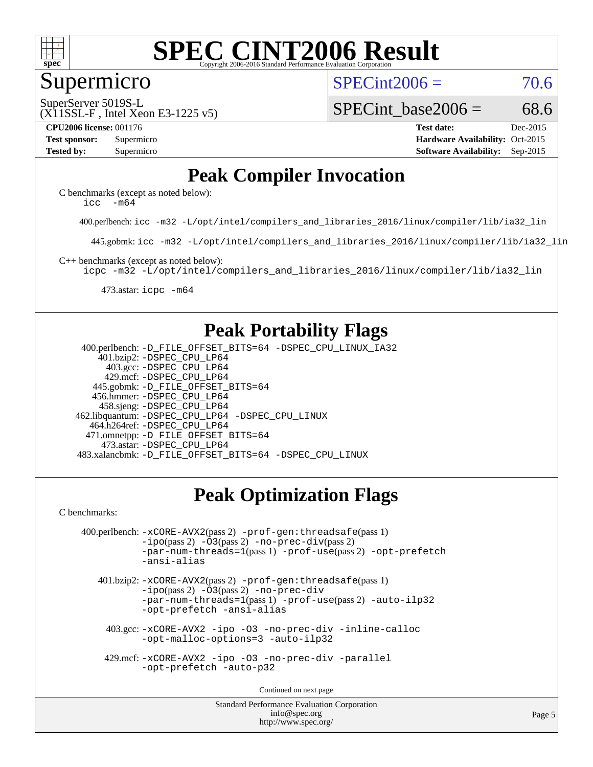# SPEC CINT2006 Result

Copyright 2006-2016 Standard Performance Evaluation Corporation

## Supermicro

SuperServer 5019S-L
(X11SSL-F , Intel Xeon E3-1225 v5)

SPECint2006 = 70.6

SPECint_base2006 = 68.6

**CPU2006 license:** 001176
**Test sponsor:** Supermicro
**Tested by:** Supermicro

**Test date:** Dec-2015
**Hardware Availability:** Oct-2015
**Software Availability:** Sep-2015

## Peak Compiler Invocation

C benchmarks (except as noted below):
```
icc -m64
```

400.perlbench: `icc -m32 -L/opt/intel/compilers_and_libraries_2016/linux/compiler/lib/ia32_lin`

445.gobmk: `icc -m32 -L/opt/intel/compilers_and_libraries_2016/linux/compiler/lib/ia32_lin`

C++ benchmarks (except as noted below):
```
icpc -m32 -L/opt/intel/compilers_and_libraries_2016/linux/compiler/lib/ia32_lin
```

473.astar: `icpc -m64`

## Peak Portability Flags

400.perlbench: -D_FILE_OFFSET_BITS=64 -DSPEC_CPU_LINUX_IA32
401.bzip2: -DSPEC_CPU_LP64
403.gcc: -DSPEC_CPU_LP64
429.mcf: -DSPEC_CPU_LP64
445.gobmk: -D_FILE_OFFSET_BITS=64
456.hmmer: -DSPEC_CPU_LP64
458.sjeng: -DSPEC_CPU_LP64
462.libquantum: -DSPEC_CPU_LP64 -DSPEC_CPU_LINUX
464.h264ref: -DSPEC_CPU_LP64
471.omnetpp: -D_FILE_OFFSET_BITS=64
473.astar: -DSPEC_CPU_LP64
483.xalancbmk: -D_FILE_OFFSET_BITS=64 -DSPEC_CPU_LINUX

## Peak Optimization Flags

C benchmarks:

400.perlbench: -xCORE-AVX2(pass 2) -prof-gen:threadsafe(pass 1) -ipo(pass 2) -O3(pass 2) -no-prec-div(pass 2) -par-num-threads=1(pass 1) -prof-use(pass 2) -opt-prefetch -ansi-alias

401.bzip2: -xCORE-AVX2(pass 2) -prof-gen:threadsafe(pass 1) -ipo(pass 2) -O3(pass 2) -no-prec-div -par-num-threads=1(pass 1) -prof-use(pass 2) -auto-ilp32 -opt-prefetch -ansi-alias

403.gcc: -xCORE-AVX2 -ipo -O3 -no-prec-div -inline-calloc -opt-malloc-options=3 -auto-ilp32

429.mcf: -xCORE-AVX2 -ipo -O3 -no-prec-div -parallel -opt-prefetch -auto-p32

Continued on next page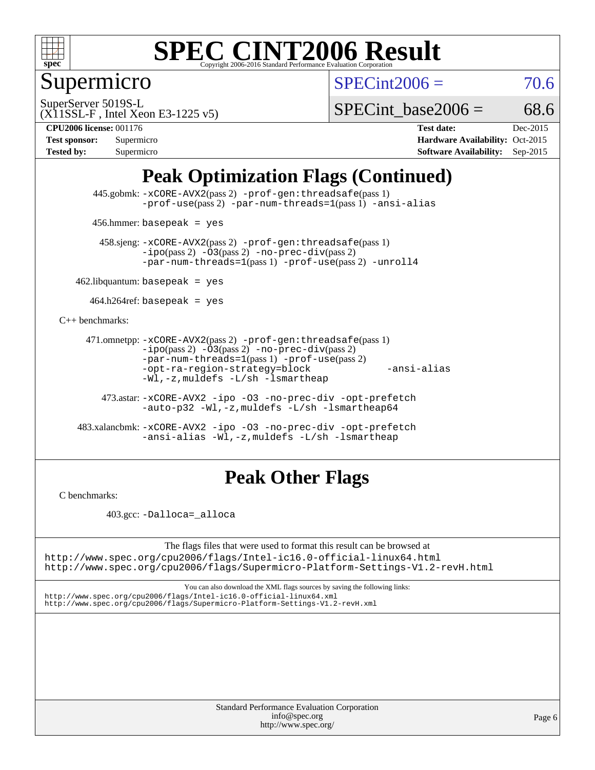# SPEC CINT2006 Result

Copyright 2006-2016 Standard Performance Evaluation Corporation

## Supermicro

SuperServer 5019S-L
(X11SSL-F , Intel Xeon E3-1225 v5)

SPECint2006 = 70.6

SPECint_base2006 = 68.6

| | | | |
|---|---|---|---|
| **CPU2006 license:** 001176 | | **Test date:** | Dec-2015 |
| **Test sponsor:** | Supermicro | **Hardware Availability:** | Oct-2015 |
| **Tested by:** | Supermicro | **Software Availability:** | Sep-2015 |

## Peak Optimization Flags (Continued)

445.gobmk: -xCORE-AVX2(pass 2) -prof-gen:threadsafe(pass 1) -prof-use(pass 2) -par-num-threads=1(pass 1) -ansi-alias

456.hmmer: basepeak = yes

458.sjeng: -xCORE-AVX2(pass 2) -prof-gen:threadsafe(pass 1) -ipo(pass 2) -O3(pass 2) -no-prec-div(pass 2) -par-num-threads=1(pass 1) -prof-use(pass 2) -unroll4

462.libquantum: basepeak = yes

464.h264ref: basepeak = yes

C++ benchmarks:

471.omnetpp: -xCORE-AVX2(pass 2) -prof-gen:threadsafe(pass 1) -ipo(pass 2) -O3(pass 2) -no-prec-div(pass 2) -par-num-threads=1(pass 1) -prof-use(pass 2) -opt-ra-region-strategy=block -ansi-alias -Wl,-z,muldefs -L/sh -lsmartheap

473.astar: -xCORE-AVX2 -ipo -O3 -no-prec-div -opt-prefetch -auto-p32 -Wl,-z,muldefs -L/sh -lsmartheap64

483.xalancbmk: -xCORE-AVX2 -ipo -O3 -no-prec-div -opt-prefetch -ansi-alias -Wl,-z,muldefs -L/sh -lsmartheap

## Peak Other Flags

C benchmarks:

403.gcc: -Dalloca=_alloca

The flags files that were used to format this result can be browsed at
http://www.spec.org/cpu2006/flags/Intel-ic16.0-official-linux64.html
http://www.spec.org/cpu2006/flags/Supermicro-Platform-Settings-V1.2-revH.html

You can also download the XML flags sources by saving the following links:
http://www.spec.org/cpu2006/flags/Intel-ic16.0-official-linux64.xml
http://www.spec.org/cpu2006/flags/Supermicro-Platform-Settings-V1.2-revH.xml

Standard Performance Evaluation Corporation
info@spec.org
http://www.spec.org/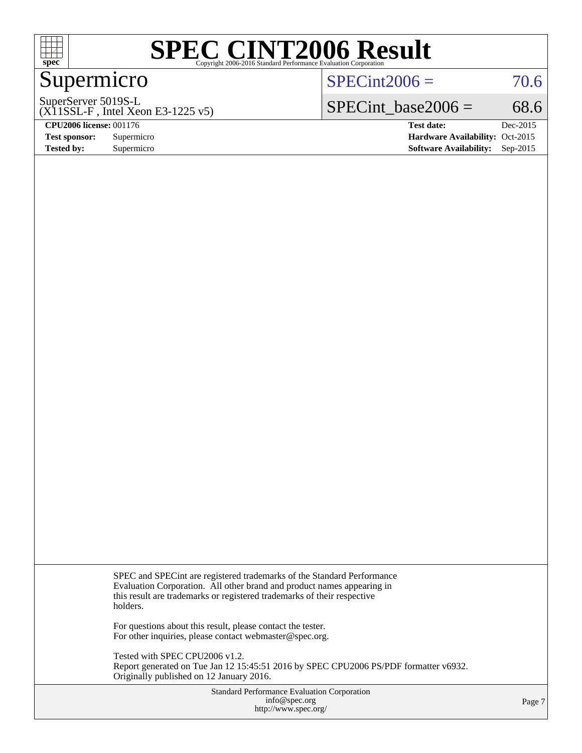SPEC and SPECint are registered trademarks of the Standard Performance Evaluation Corporation. All other brand and product names appearing in this result are trademarks or registered trademarks of their respective holders.

For questions about this result, please contact the tester.
For other inquiries, please contact webmaster@spec.org.

Tested with SPEC CPU2006 v1.2.
Report generated on Tue Jan 12 15:45:51 2016 by SPEC CPU2006 PS/PDF formatter v6932.
Originally published on 12 January 2016.